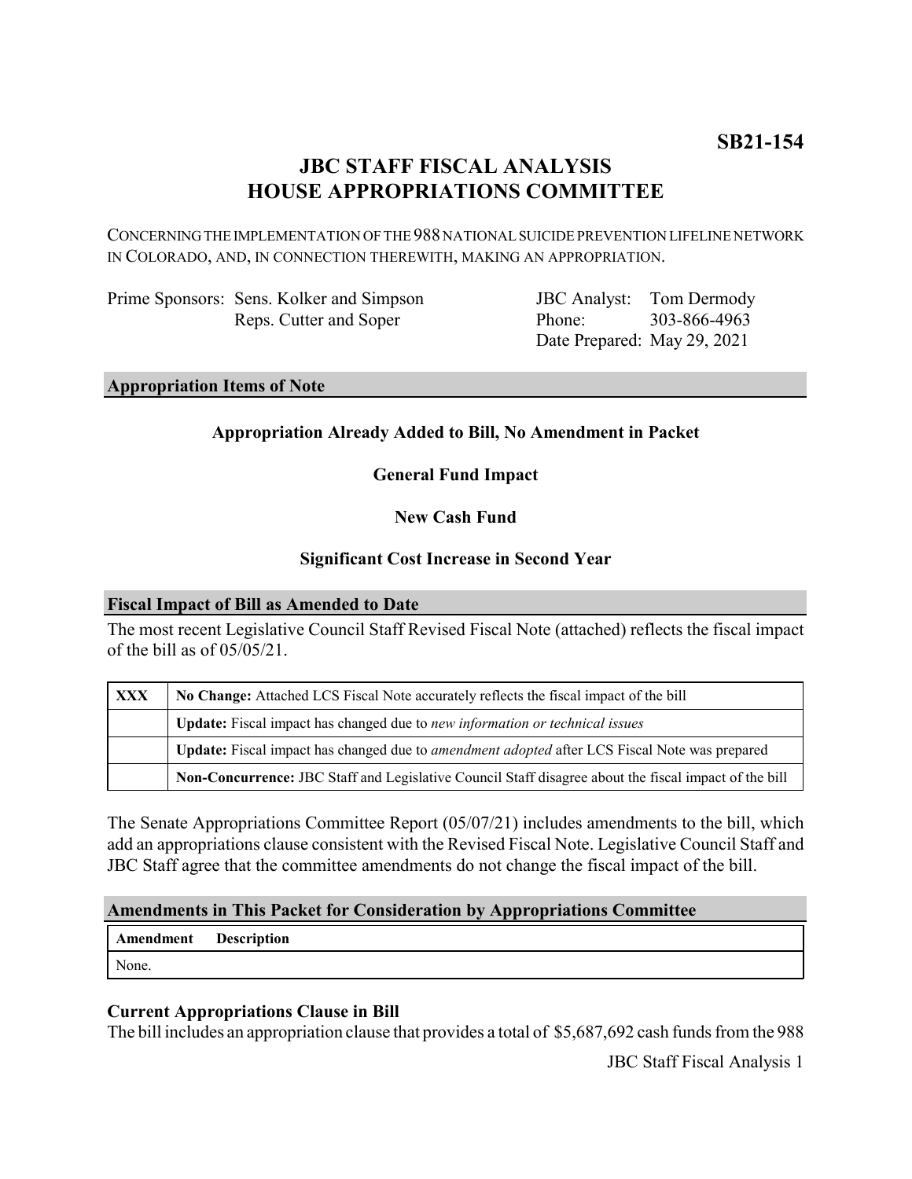**SB21-154**

# JBC STAFF FISCAL ANALYSIS
# HOUSE APPROPRIATIONS COMMITTEE

CONCERNING THE IMPLEMENTATION OF THE 988 NATIONAL SUICIDE PREVENTION LIFELINE NETWORK IN COLORADO, AND, IN CONNECTION THEREWITH, MAKING AN APPROPRIATION.

| | | | |
|---|---|---|---|
| Prime Sponsors: | Sens. Kolker and Simpson | JBC Analyst: | Tom Dermody |
| | Reps. Cutter and Soper | Phone: | 303-866-4963 |
| | | Date Prepared: | May 29, 2021 |

## Appropriation Items of Note

**Appropriation Already Added to Bill, No Amendment in Packet**

**General Fund Impact**

**New Cash Fund**

**Significant Cost Increase in Second Year**

## Fiscal Impact of Bill as Amended to Date

The most recent Legislative Council Staff Revised Fiscal Note (attached) reflects the fiscal impact of the bill as of 05/05/21.

| | |
|---|---|
| **XXX** | **No Change:** Attached LCS Fiscal Note accurately reflects the fiscal impact of the bill |
| | **Update:** Fiscal impact has changed due to *new information or technical issues* |
| | **Update:** Fiscal impact has changed due to *amendment adopted* after LCS Fiscal Note was prepared |
| | **Non-Concurrence:** JBC Staff and Legislative Council Staff disagree about the fiscal impact of the bill |

The Senate Appropriations Committee Report (05/07/21) includes amendments to the bill, which add an appropriations clause consistent with the Revised Fiscal Note. Legislative Council Staff and JBC Staff agree that the committee amendments do not change the fiscal impact of the bill.

## Amendments in This Packet for Consideration by Appropriations Committee

| Amendment | Description |
|---|---|
| None. | |

### Current Appropriations Clause in Bill

The bill includes an appropriation clause that provides a total of $5,687,692 cash funds from the 988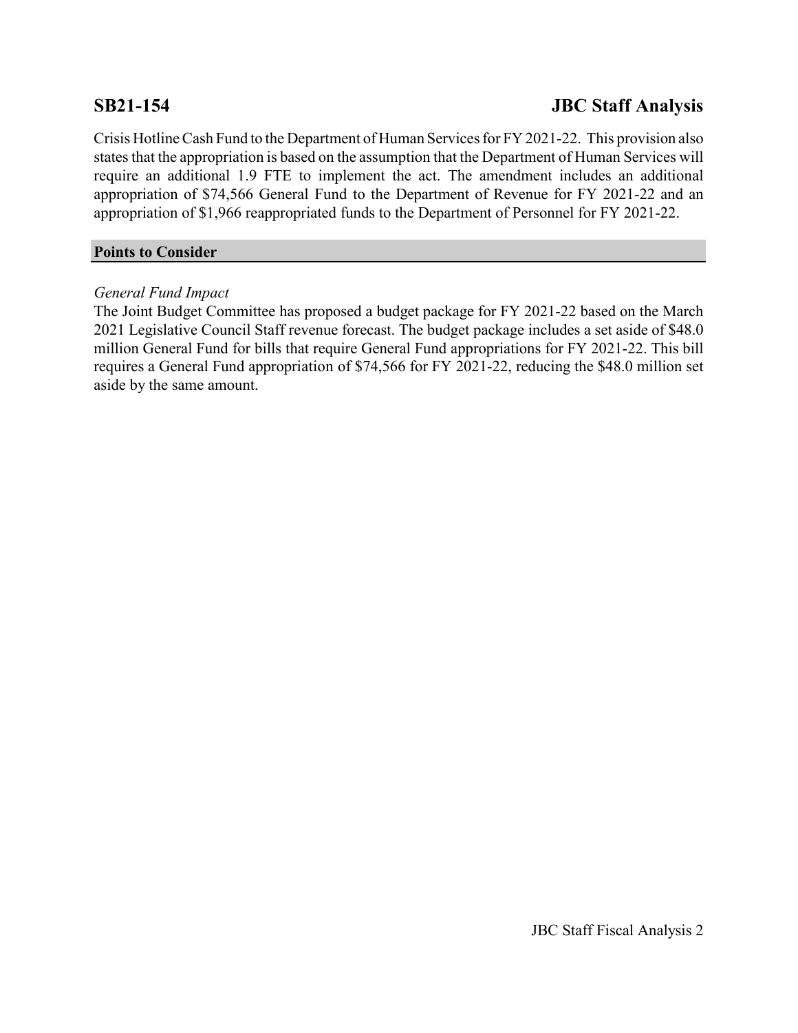Crisis Hotline Cash Fund to the Department of Human Services for FY 2021-22. This provision also states that the appropriation is based on the assumption that the Department of Human Services will require an additional 1.9 FTE to implement the act. The amendment includes an additional appropriation of $74,566 General Fund to the Department of Revenue for FY 2021-22 and an appropriation of $1,966 reappropriated funds to the Department of Personnel for FY 2021-22.

## Points to Consider

*General Fund Impact*

The Joint Budget Committee has proposed a budget package for FY 2021-22 based on the March 2021 Legislative Council Staff revenue forecast. The budget package includes a set aside of $48.0 million General Fund for bills that require General Fund appropriations for FY 2021-22. This bill requires a General Fund appropriation of $74,566 for FY 2021-22, reducing the $48.0 million set aside by the same amount.